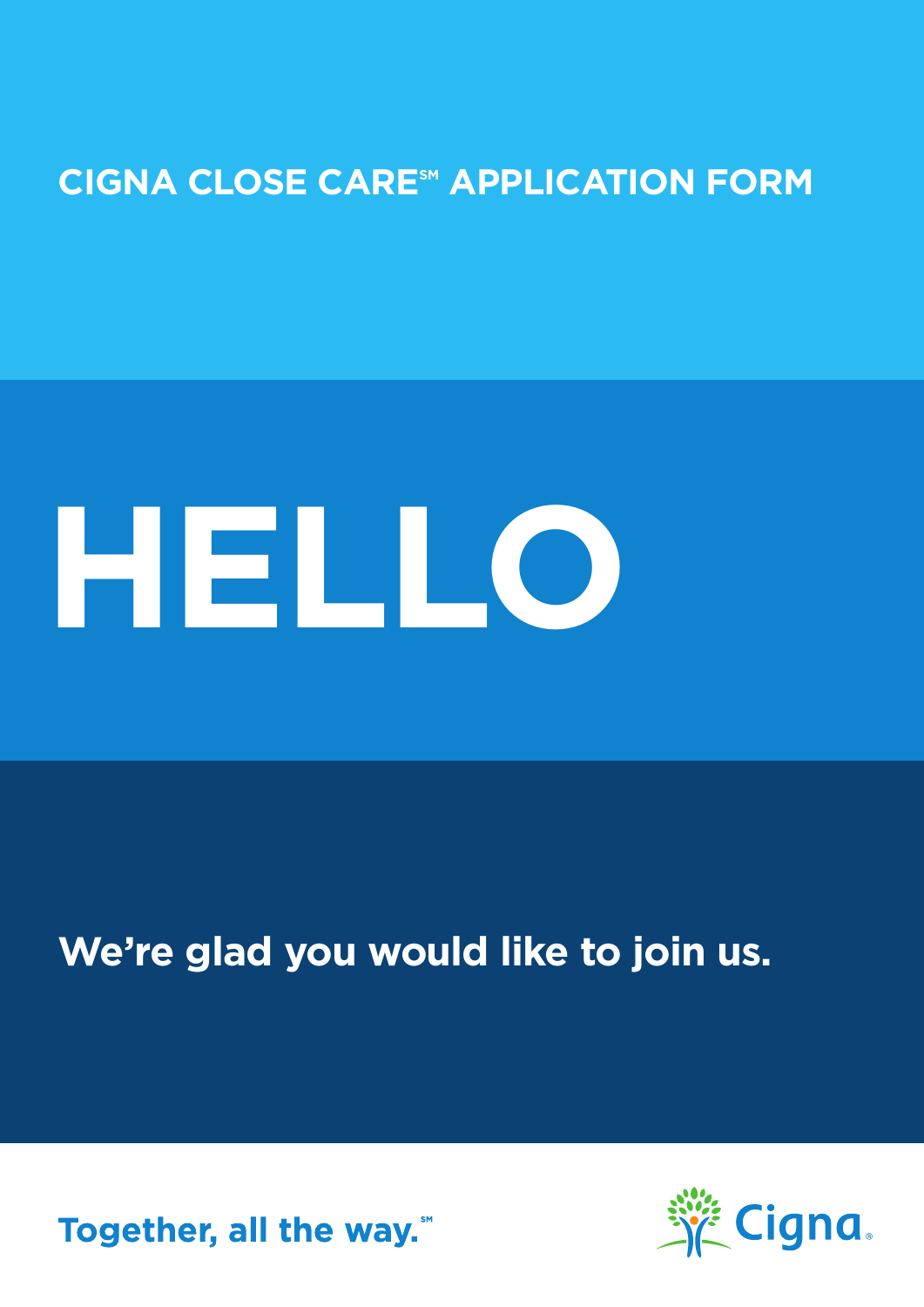# CIGNA CLOSE CARE℠ APPLICATION FORM

# HELLO

**We're glad you would like to join us.**

**Together, all the way.℠**

Cigna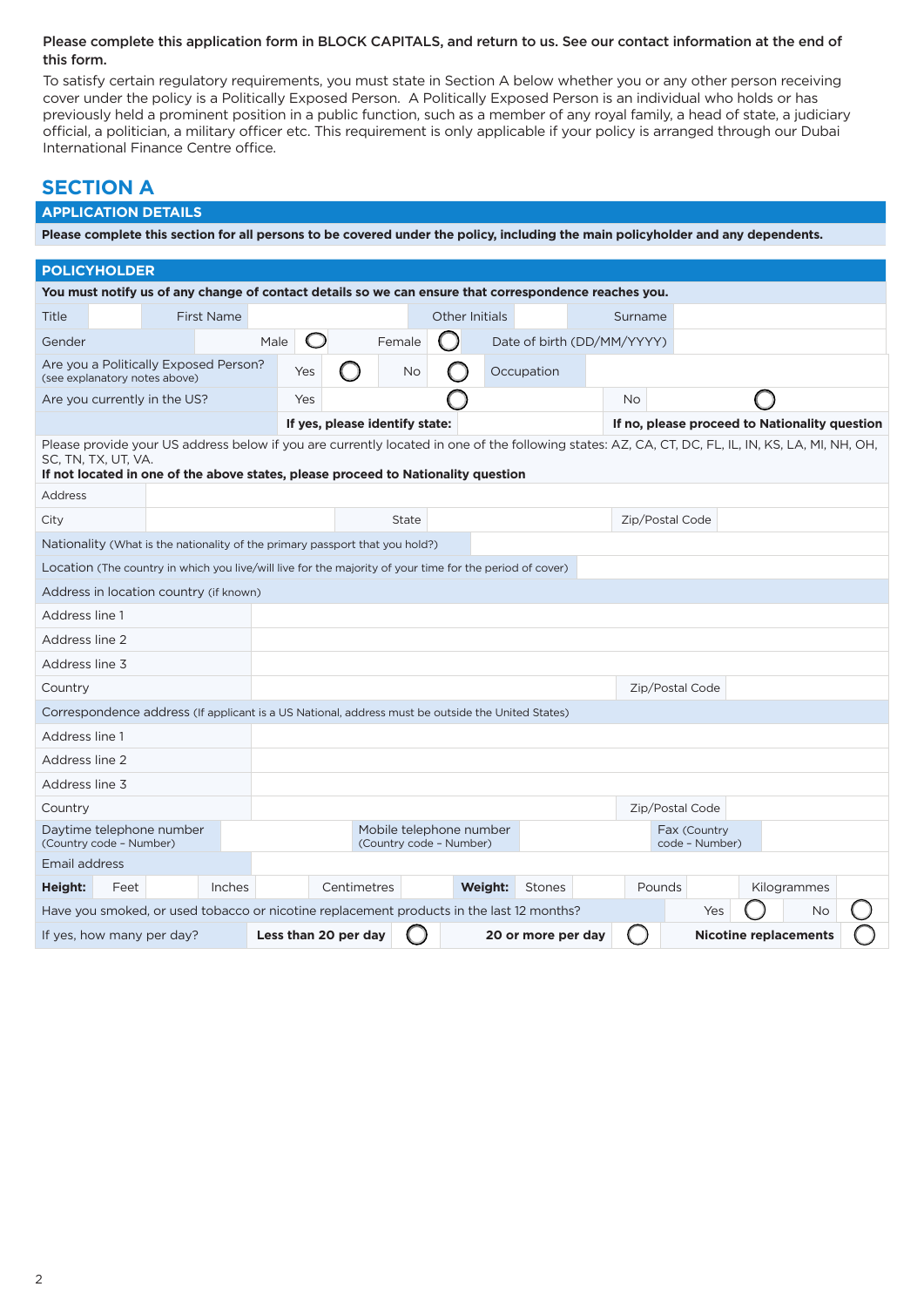**Please complete this application form in BLOCK CAPITALS, and return to us. See our contact information at the end of this form.**

To satisfy certain regulatory requirements, you must state in Section A below whether you or any other person receiving cover under the policy is a Politically Exposed Person. A Politically Exposed Person is an individual who holds or has previously held a prominent position in a public function, such as a member of any royal family, a head of state, a judiciary official, a politician, a military officer etc. This requirement is only applicable if your policy is arranged through our Dubai International Finance Centre office.

# SECTION A

## APPLICATION DETAILS

**Please complete this section for all persons to be covered under the policy, including the main policyholder and any dependents.**

## POLICYHOLDER

**You must notify us of any change of contact details so we can ensure that correspondence reaches you.**

| Title | | First Name | | Other Initials | | Surname | |
|---|---|---|---|---|---|---|---|
| Gender | | Male | ◯ | Female | ◯ | Date of birth (DD/MM/YYYY) | |
| Are you a Politically Exposed Person? (see explanatory notes above) | Yes ◯ | No ◯ | | Occupation | | | |
| Are you currently in the US? | Yes | ◯ | | No | ◯ | | |
| | **If yes, please identify state:** | | | **If no, please proceed to Nationality question** | | | |

Please provide your US address below if you are currently located in one of the following states: AZ, CA, CT, DC, FL, IL, IN, KS, LA, MI, NH, OH, SC, TN, TX, UT, VA.
**If not located in one of the above states, please proceed to Nationality question**

| Address | | | | | |
|---|---|---|---|---|---|
| City | | State | | Zip/Postal Code | |

| Nationality (What is the nationality of the primary passport that you hold?) | |
|---|---|
| Location (The country in which you live/will live for the majority of your time for the period of cover) | |

**Address in location country** (if known)

| Address line 1 | | | |
|---|---|---|---|
| Address line 2 | | | |
| Address line 3 | | | |
| Country | | Zip/Postal Code | |

**Correspondence address** (If applicant is a US National, address must be outside the United States)

| Address line 1 | | | |
|---|---|---|---|
| Address line 2 | | | |
| Address line 3 | | | |
| Country | | Zip/Postal Code | |

| Daytime telephone number (Country code – Number) | | Mobile telephone number (Country code – Number) | | Fax (Country code – Number) | |
|---|---|---|---|---|---|
| Email address | | | | | |

| **Height:** | Feet | | Inches | | Centimetres | | **Weight:** | Stones | | Pounds | | Kilogrammes | |
|---|---|---|---|---|---|---|---|---|---|---|---|---|---|

| Have you smoked, or used tobacco or nicotine replacement products in the last 12 months? | | | Yes ◯ | No ◯ | |
|---|---|---|---|---|---|
| If yes, how many per day? | **Less than 20 per day** ◯ | **20 or more per day** ◯ | **Nicotine replacements** ◯ | | |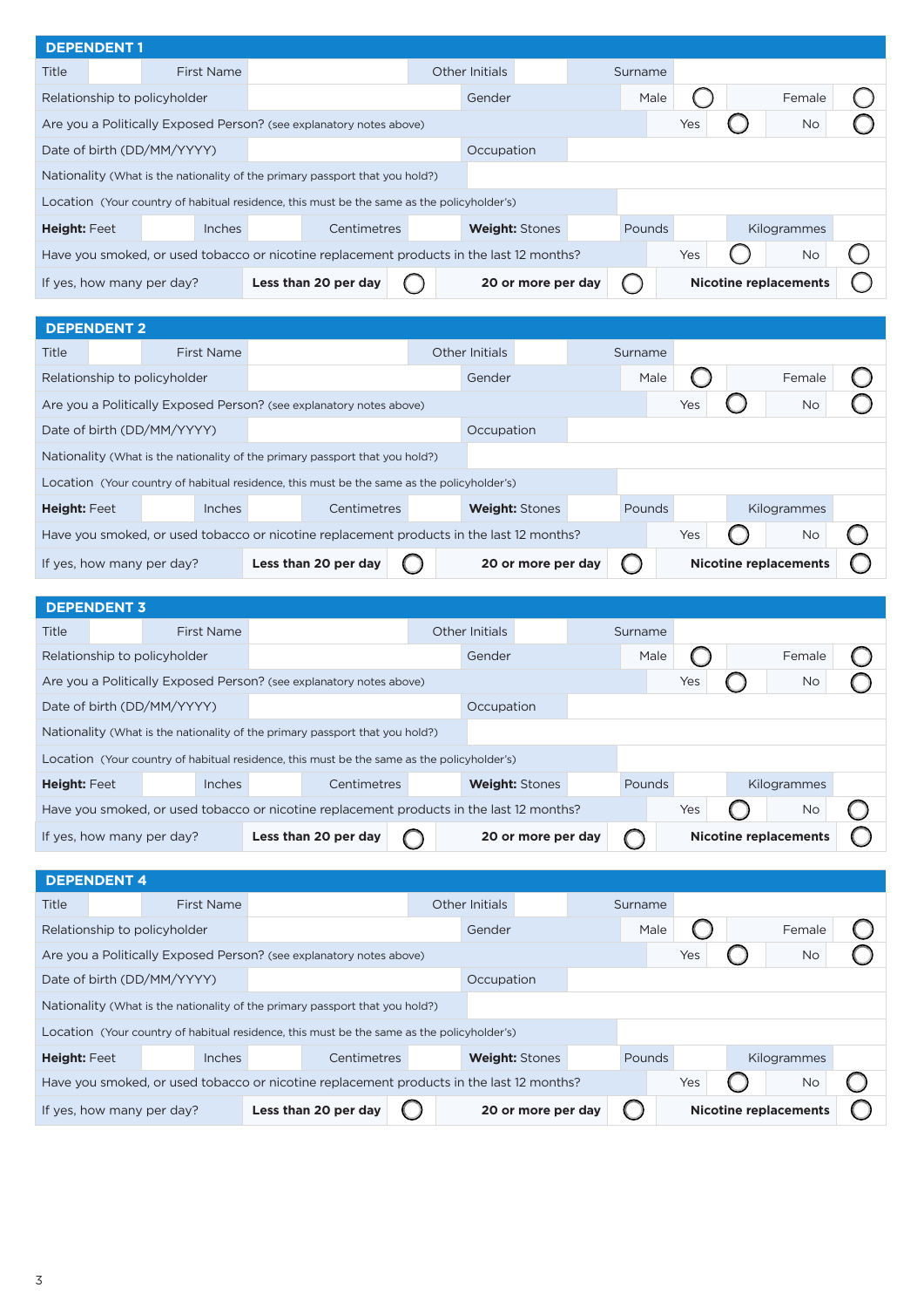## DEPENDENT 1

| Title | | First Name | | Other Initials | | Surname | |
|---|---|---|---|---|---|---|---|
| Relationship to policyholder | | Gender | | Male | ◯ | Female | ◯ |
| Are you a Politically Exposed Person? (see explanatory notes above) | | | | Yes | ◯ | No | ◯ |
| Date of birth (DD/MM/YYYY) | | Occupation | | | | | |
| Nationality (What is the nationality of the primary passport that you hold?) | | | | | | | |
| Location (Your country of habitual residence, this must be the same as the policyholder's) | | | | | | | |
| **Height:** Feet | | Inches | | Centimetres | | **Weight:** Stones | | Pounds | | Kilogrammes | |
| Have you smoked, or used tobacco or nicotine replacement products in the last 12 months? | | | | Yes | ◯ | No | ◯ |
| If yes, how many per day? | **Less than 20 per day** | ◯ | **20 or more per day** | ◯ | **Nicotine replacements** | ◯ | |

## DEPENDENT 2

| Title | | First Name | | Other Initials | | Surname | |
|---|---|---|---|---|---|---|---|
| Relationship to policyholder | | Gender | | Male | ◯ | Female | ◯ |
| Are you a Politically Exposed Person? (see explanatory notes above) | | | | Yes | ◯ | No | ◯ |
| Date of birth (DD/MM/YYYY) | | Occupation | | | | | |
| Nationality (What is the nationality of the primary passport that you hold?) | | | | | | | |
| Location (Your country of habitual residence, this must be the same as the policyholder's) | | | | | | | |
| **Height:** Feet | | Inches | | Centimetres | | **Weight:** Stones | | Pounds | | Kilogrammes | |
| Have you smoked, or used tobacco or nicotine replacement products in the last 12 months? | | | | Yes | ◯ | No | ◯ |
| If yes, how many per day? | **Less than 20 per day** | ◯ | **20 or more per day** | ◯ | **Nicotine replacements** | ◯ | |

## DEPENDENT 3

| Title | | First Name | | Other Initials | | Surname | |
|---|---|---|---|---|---|---|---|
| Relationship to policyholder | | Gender | | Male | ◯ | Female | ◯ |
| Are you a Politically Exposed Person? (see explanatory notes above) | | | | Yes | ◯ | No | ◯ |
| Date of birth (DD/MM/YYYY) | | Occupation | | | | | |
| Nationality (What is the nationality of the primary passport that you hold?) | | | | | | | |
| Location (Your country of habitual residence, this must be the same as the policyholder's) | | | | | | | |
| **Height:** Feet | | Inches | | Centimetres | | **Weight:** Stones | | Pounds | | Kilogrammes | |
| Have you smoked, or used tobacco or nicotine replacement products in the last 12 months? | | | | Yes | ◯ | No | ◯ |
| If yes, how many per day? | **Less than 20 per day** | ◯ | **20 or more per day** | ◯ | **Nicotine replacements** | ◯ | |

## DEPENDENT 4

| Title | | First Name | | Other Initials | | Surname | |
|---|---|---|---|---|---|---|---|
| Relationship to policyholder | | Gender | | Male | ◯ | Female | ◯ |
| Are you a Politically Exposed Person? (see explanatory notes above) | | | | Yes | ◯ | No | ◯ |
| Date of birth (DD/MM/YYYY) | | Occupation | | | | | |
| Nationality (What is the nationality of the primary passport that you hold?) | | | | | | | |
| Location (Your country of habitual residence, this must be the same as the policyholder's) | | | | | | | |
| **Height:** Feet | | Inches | | Centimetres | | **Weight:** Stones | | Pounds | | Kilogrammes | |
| Have you smoked, or used tobacco or nicotine replacement products in the last 12 months? | | | | Yes | ◯ | No | ◯ |
| If yes, how many per day? | **Less than 20 per day** | ◯ | **20 or more per day** | ◯ | **Nicotine replacements** | ◯ | |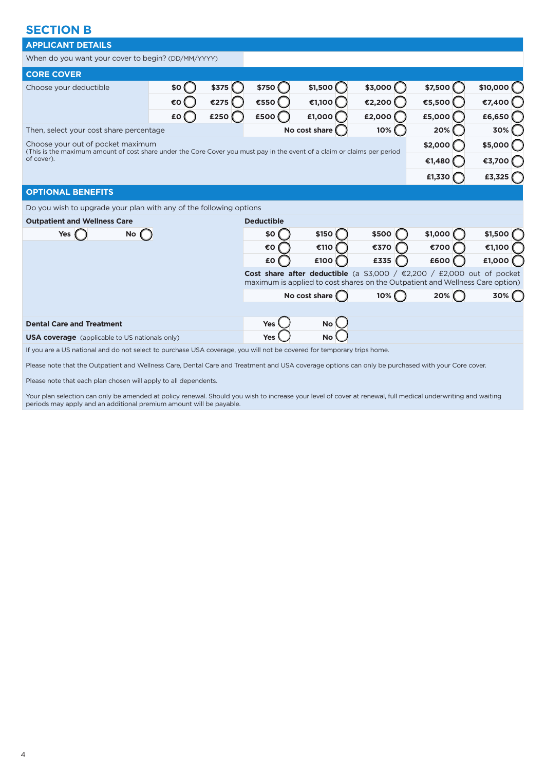## SECTION B

### APPLICANT DETAILS

| When do you want your cover to begin? (DD/MM/YYYY) | |
|---|---|

### CORE COVER

| Choose your deductible | | | | | | | |
|---|---|---|---|---|---|---|---|
| | $0 ◯ | $375 ◯ | $750 ◯ | $1,500 ◯ | $3,000 ◯ | $7,500 ◯ | $10,000 ◯ |
| | €0 ◯ | €275 ◯ | €550 ◯ | €1,100 ◯ | €2,200 ◯ | €5,500 ◯ | €7,400 ◯ |
| | £0 ◯ | £250 ◯ | £500 ◯ | £1,000 ◯ | £2,000 ◯ | £5,000 ◯ | £6,650 ◯ |

| Then, select your cost share percentage | No cost share ◯ | 10% ◯ | 20% ◯ | 30% ◯ |
|---|---|---|---|---|

| Choose your out of pocket maximum (This is the maximum amount of cost share under the Core Cover you must pay in the event of a claim or claims per period of cover). | | |
|---|---|---|
| | $2,000 ◯ | $5,000 ◯ |
| | €1,480 ◯ | €3,700 ◯ |
| | £1,330 ◯ | £3,325 ◯ |

### OPTIONAL BENEFITS

Do you wish to upgrade your plan with any of the following options

**Outpatient and Wellness Care**

Yes ◯ No ◯

**Deductible**

| $0 ◯ | $150 ◯ | $500 ◯ | $1,000 ◯ | $1,500 ◯ |
|---|---|---|---|---|
| €0 ◯ | €110 ◯ | €370 ◯ | €700 ◯ | €1,100 ◯ |
| £0 ◯ | £100 ◯ | £335 ◯ | £600 ◯ | £1,000 ◯ |

**Cost share after deductible** (a $3,000 / €2,200 / £2,000 out of pocket maximum is applied to cost shares on the Outpatient and Wellness Care option)

| No cost share ◯ | 10% ◯ | 20% ◯ | 30% ◯ |
|---|---|---|---|

| | | |
|---|---|---|
| **Dental Care and Treatment** | Yes ◯ | No ◯ |
| **USA coverage** (applicable to US nationals only) | Yes ◯ | No ◯ |

If you are a US national and do not select to purchase USA coverage, you will not be covered for temporary trips home.

Please note that the Outpatient and Wellness Care, Dental Care and Treatment and USA coverage options can only be purchased with your Core cover.

Please note that each plan chosen will apply to all dependents.

Your plan selection can only be amended at policy renewal. Should you wish to increase your level of cover at renewal, full medical underwriting and waiting periods may apply and an additional premium amount will be payable.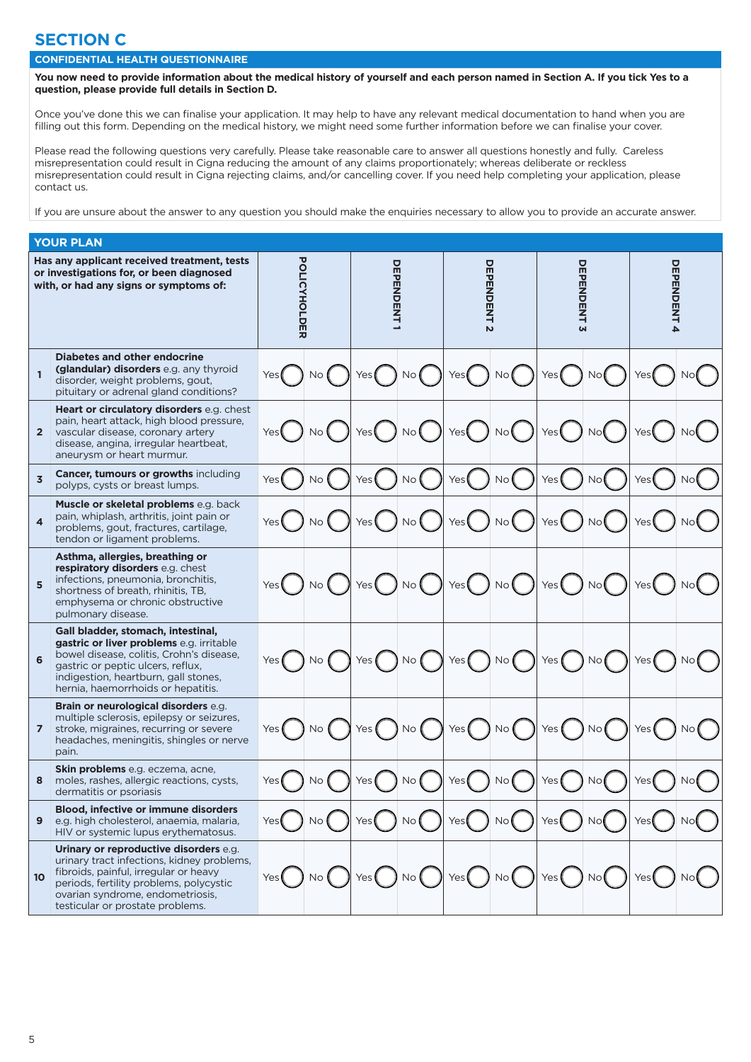## SECTION C

### CONFIDENTIAL HEALTH QUESTIONNAIRE

**You now need to provide information about the medical history of yourself and each person named in Section A. If you tick Yes to a question, please provide full details in Section D.**

Once you've done this we can finalise your application. It may help to have any relevant medical documentation to hand when you are filling out this form. Depending on the medical history, we might need some further information before we can finalise your cover.

Please read the following questions very carefully. Please take reasonable care to answer all questions honestly and fully. Careless misrepresentation could result in Cigna reducing the amount of any claims proportionately; whereas deliberate or reckless misrepresentation could result in Cigna rejecting claims, and/or cancelling cover. If you need help completing your application, please contact us.

If you are unsure about the answer to any question you should make the enquiries necessary to allow you to provide an accurate answer.

### YOUR PLAN

| | Has any applicant received treatment, tests or investigations for, or been diagnosed with, or had any signs or symptoms of: | POLICYHOLDER | DEPENDENT 1 | DEPENDENT 2 | DEPENDENT 3 | DEPENDENT 4 |
|---|---|---|---|---|---|---|
| 1 | **Diabetes and other endocrine (glandular) disorders** e.g. any thyroid disorder, weight problems, gout, pituitary or adrenal gland conditions? | Yes ◯ No ◯ | Yes ◯ No ◯ | Yes ◯ No ◯ | Yes ◯ No ◯ | Yes ◯ No ◯ |
| 2 | **Heart or circulatory disorders** e.g. chest pain, heart attack, high blood pressure, vascular disease, coronary artery disease, angina, irregular heartbeat, aneurysm or heart murmur. | Yes ◯ No ◯ | Yes ◯ No ◯ | Yes ◯ No ◯ | Yes ◯ No ◯ | Yes ◯ No ◯ |
| 3 | **Cancer, tumours or growths** including polyps, cysts or breast lumps. | Yes ◯ No ◯ | Yes ◯ No ◯ | Yes ◯ No ◯ | Yes ◯ No ◯ | Yes ◯ No ◯ |
| 4 | **Muscle or skeletal problems** e.g. back pain, whiplash, arthritis, joint pain or problems, gout, fractures, cartilage, tendon or ligament problems. | Yes ◯ No ◯ | Yes ◯ No ◯ | Yes ◯ No ◯ | Yes ◯ No ◯ | Yes ◯ No ◯ |
| 5 | **Asthma, allergies, breathing or respiratory disorders** e.g. chest infections, pneumonia, bronchitis, shortness of breath, rhinitis, TB, emphysema or chronic obstructive pulmonary disease. | Yes ◯ No ◯ | Yes ◯ No ◯ | Yes ◯ No ◯ | Yes ◯ No ◯ | Yes ◯ No ◯ |
| 6 | **Gall bladder, stomach, intestinal, gastric or liver problems** e.g. irritable bowel disease, colitis, Crohn's disease, gastric or peptic ulcers, reflux, indigestion, heartburn, gall stones, hernia, haemorrhoids or hepatitis. | Yes ◯ No ◯ | Yes ◯ No ◯ | Yes ◯ No ◯ | Yes ◯ No ◯ | Yes ◯ No ◯ |
| 7 | **Brain or neurological disorders** e.g. multiple sclerosis, epilepsy or seizures, stroke, migraines, recurring or severe headaches, meningitis, shingles or nerve pain. | Yes ◯ No ◯ | Yes ◯ No ◯ | Yes ◯ No ◯ | Yes ◯ No ◯ | Yes ◯ No ◯ |
| 8 | **Skin problems** e.g. eczema, acne, moles, rashes, allergic reactions, cysts, dermatitis or psoriasis | Yes ◯ No ◯ | Yes ◯ No ◯ | Yes ◯ No ◯ | Yes ◯ No ◯ | Yes ◯ No ◯ |
| 9 | **Blood, infective or immune disorders** e.g. high cholesterol, anaemia, malaria, HIV or systemic lupus erythematosus. | Yes ◯ No ◯ | Yes ◯ No ◯ | Yes ◯ No ◯ | Yes ◯ No ◯ | Yes ◯ No ◯ |
| 10 | **Urinary or reproductive disorders** e.g. urinary tract infections, kidney problems, fibroids, painful, irregular or heavy periods, fertility problems, polycystic ovarian syndrome, endometriosis, testicular or prostate problems. | Yes ◯ No ◯ | Yes ◯ No ◯ | Yes ◯ No ◯ | Yes ◯ No ◯ | Yes ◯ No ◯ |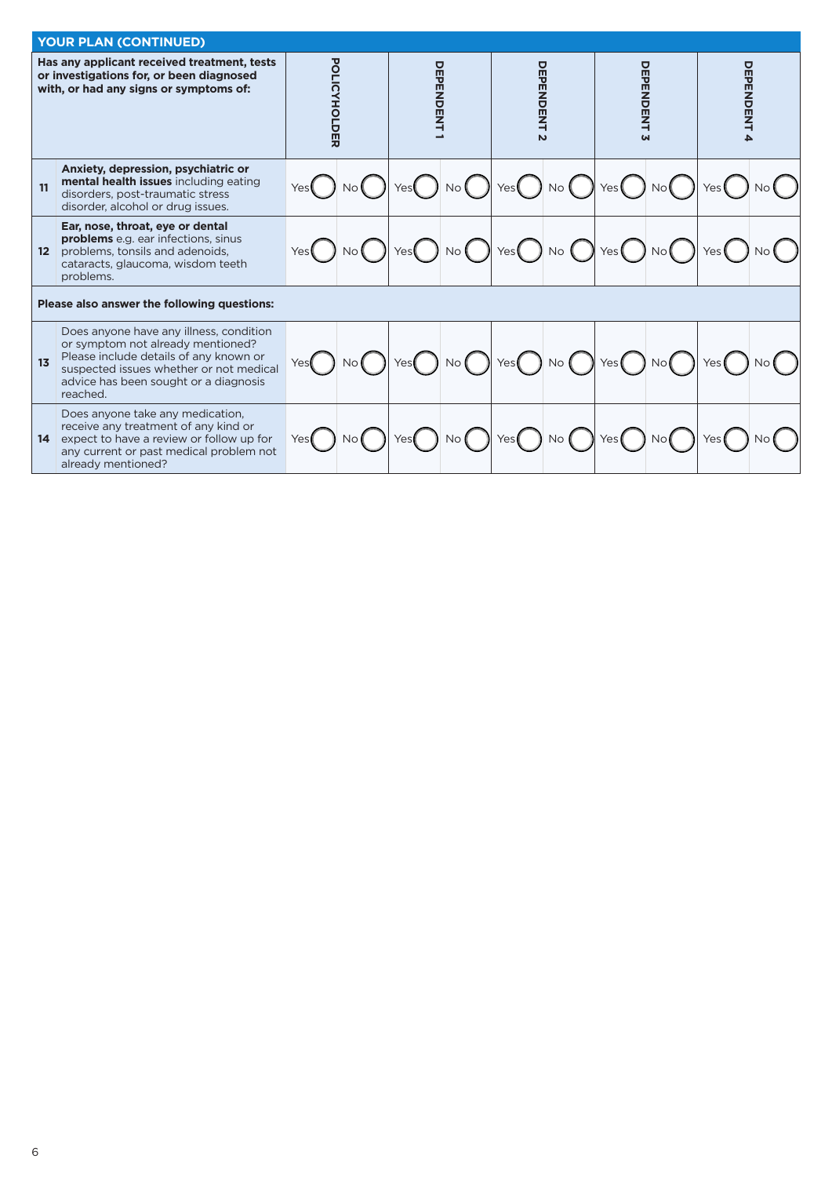## YOUR PLAN (CONTINUED)

| | Has any applicant received treatment, tests or investigations for, or been diagnosed with, or had any signs or symptoms of: | POLICYHOLDER | | DEPENDENT 1 | | DEPENDENT 2 | | DEPENDENT 3 | | DEPENDENT 4 | |
|---|---|---|---|---|---|---|---|---|---|---|---|
| 11 | **Anxiety, depression, psychiatric or mental health issues** including eating disorders, post-traumatic stress disorder, alcohol or drug issues. | Yes | No | Yes | No | Yes | No | Yes | No | Yes | No |
| 12 | **Ear, nose, throat, eye or dental problems** e.g. ear infections, sinus problems, tonsils and adenoids, cataracts, glaucoma, wisdom teeth problems. | Yes | No | Yes | No | Yes | No | Yes | No | Yes | No |
| | **Please also answer the following questions:** | | | | | | | | | | |
| 13 | Does anyone have any illness, condition or symptom not already mentioned? Please include details of any known or suspected issues whether or not medical advice has been sought or a diagnosis reached. | Yes | No | Yes | No | Yes | No | Yes | No | Yes | No |
| 14 | Does anyone take any medication, receive any treatment of any kind or expect to have a review or follow up for any current or past medical problem not already mentioned? | Yes | No | Yes | No | Yes | No | Yes | No | Yes | No |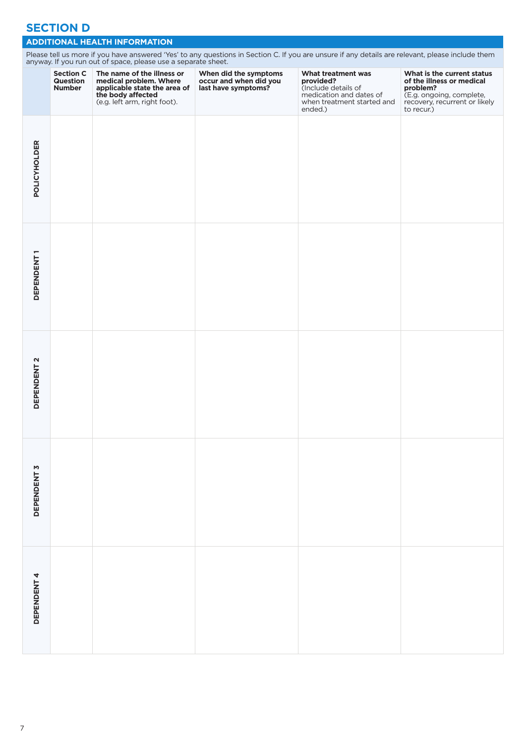# SECTION D

## ADDITIONAL HEALTH INFORMATION

Please tell us more if you have answered 'Yes' to any questions in Section C. If you are unsure if any details are relevant, please include them anyway. If you run out of space, please use a separate sheet.

| | Section C Question Number | The name of the illness or medical problem. Where applicable state the area of the body affected (e.g. left arm, right foot). | When did the symptoms occur and when did you last have symptoms? | What treatment was provided? (Include details of medication and dates of when treatment started and ended.) | What is the current status of the illness or medical problem? (E.g. ongoing, complete, recovery, recurrent or likely to recur.) |
|---|---|---|---|---|---|
| POLICYHOLDER | | | | | |
| DEPENDENT 1 | | | | | |
| DEPENDENT 2 | | | | | |
| DEPENDENT 3 | | | | | |
| DEPENDENT 4 | | | | | |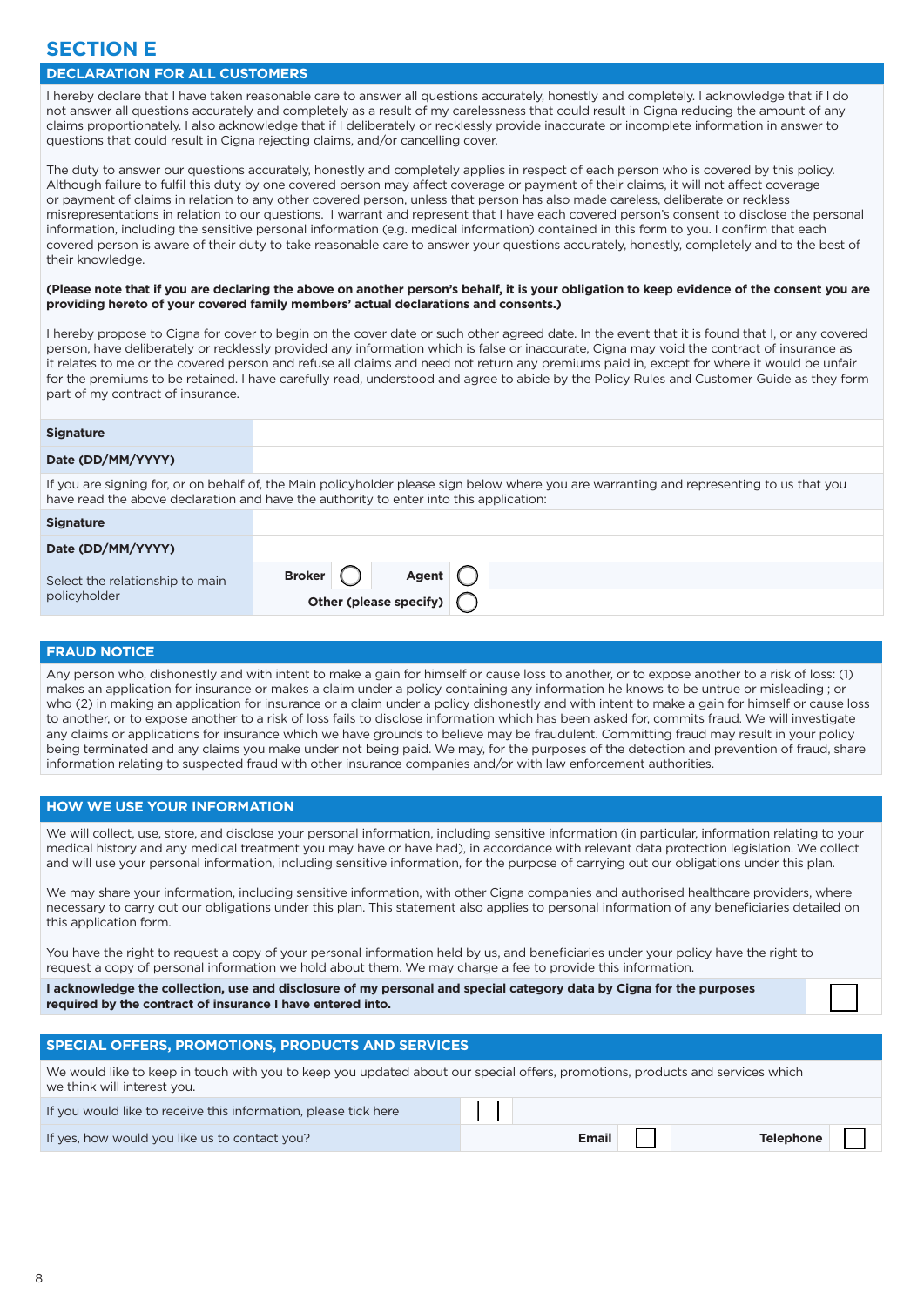# SECTION E

## DECLARATION FOR ALL CUSTOMERS

I hereby declare that I have taken reasonable care to answer all questions accurately, honestly and completely. I acknowledge that if I do not answer all questions accurately and completely as a result of my carelessness that could result in Cigna reducing the amount of any claims proportionately. I also acknowledge that if I deliberately or recklessly provide inaccurate or incomplete information in answer to questions that could result in Cigna rejecting claims, and/or cancelling cover.

The duty to answer our questions accurately, honestly and completely applies in respect of each person who is covered by this policy. Although failure to fulfil this duty by one covered person may affect coverage or payment of their claims, it will not affect coverage or payment of claims in relation to any other covered person, unless that person has also made careless, deliberate or reckless misrepresentations in relation to our questions. I warrant and represent that I have each covered person's consent to disclose the personal information, including the sensitive personal information (e.g. medical information) contained in this form to you. I confirm that each covered person is aware of their duty to take reasonable care to answer your questions accurately, honestly, completely and to the best of their knowledge.

**(Please note that if you are declaring the above on another person's behalf, it is your obligation to keep evidence of the consent you are providing hereto of your covered family members' actual declarations and consents.)**

I hereby propose to Cigna for cover to begin on the cover date or such other agreed date. In the event that it is found that I, or any covered person, have deliberately or recklessly provided any information which is false or inaccurate, Cigna may void the contract of insurance as it relates to me or the covered person and refuse all claims and need not return any premiums paid in, except for where it would be unfair for the premiums to be retained. I have carefully read, understood and agree to abide by the Policy Rules and Customer Guide as they form part of my contract of insurance.

| | |
|---|---|
| **Signature** | |
| **Date (DD/MM/YYYY)** | |

If you are signing for, or on behalf of, the Main policyholder please sign below where you are warranting and representing to us that you have read the above declaration and have the authority to enter into this application:

| | | | | | |
|---|---|---|---|---|---|
| **Signature** | | | | | |
| **Date (DD/MM/YYYY)** | | | | | |
| Select the relationship to main policyholder | **Broker** | ◯ | **Agent** | ◯ | |
| | **Other (please specify)** | | | ◯ | |

## FRAUD NOTICE

Any person who, dishonestly and with intent to make a gain for himself or cause loss to another, or to expose another to a risk of loss: (1) makes an application for insurance or makes a claim under a policy containing any information he knows to be untrue or misleading ; or who (2) in making an application for insurance or a claim under a policy dishonestly and with intent to make a gain for himself or cause loss to another, or to expose another to a risk of loss fails to disclose information which has been asked for, commits fraud. We will investigate any claims or applications for insurance which we have grounds to believe may be fraudulent. Committing fraud may result in your policy being terminated and any claims you make under not being paid. We may, for the purposes of the detection and prevention of fraud, share information relating to suspected fraud with other insurance companies and/or with law enforcement authorities.

## HOW WE USE YOUR INFORMATION

We will collect, use, store, and disclose your personal information, including sensitive information (in particular, information relating to your medical history and any medical treatment you may have or have had), in accordance with relevant data protection legislation. We collect and will use your personal information, including sensitive information, for the purpose of carrying out our obligations under this plan.

We may share your information, including sensitive information, with other Cigna companies and authorised healthcare providers, where necessary to carry out our obligations under this plan. This statement also applies to personal information of any beneficiaries detailed on this application form.

You have the right to request a copy of your personal information held by us, and beneficiaries under your policy have the right to request a copy of personal information we hold about them. We may charge a fee to provide this information.

| | |
|---|---|
| **I acknowledge the collection, use and disclosure of my personal and special category data by Cigna for the purposes required by the contract of insurance I have entered into.** | ☐ |

## SPECIAL OFFERS, PROMOTIONS, PRODUCTS AND SERVICES

We would like to keep in touch with you to keep you updated about our special offers, promotions, products and services which we think will interest you.

| | | | | |
|---|---|---|---|---|
| If you would like to receive this information, please tick here | ☐ | | | |
| If yes, how would you like us to contact you? | **Email** | ☐ | **Telephone** | ☐ |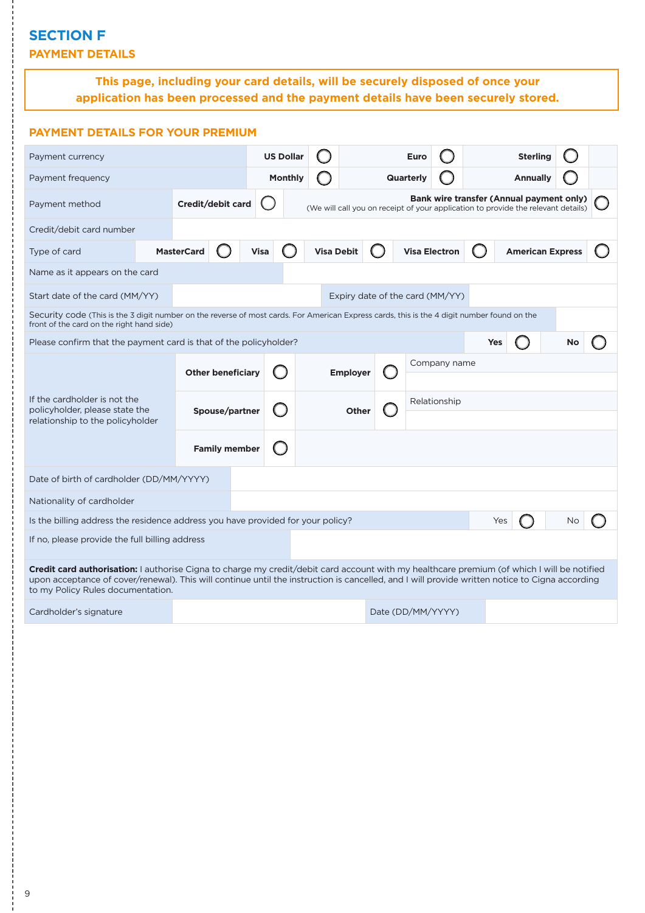# SECTION F

## PAYMENT DETAILS

**This page, including your card details, will be securely disposed of once your application has been processed and the payment details have been securely stored.**

### PAYMENT DETAILS FOR YOUR PREMIUM

| | | | | | |
|---|---|---|---|---|---|
| Payment currency | US Dollar ◯ | | Euro ◯ | | Sterling ◯ |
| Payment frequency | Monthly ◯ | | Quarterly ◯ | | Annually ◯ |
| Payment method | Credit/debit card ◯ | | **Bank wire transfer (Annual payment only)** (We will call you on receipt of your application to provide the relevant details) ◯ | | |
| Credit/debit card number | | | | | |
| Type of card | MasterCard ◯ | Visa ◯ | Visa Debit ◯ | Visa Electron ◯ | American Express ◯ |
| Name as it appears on the card | | | | | |
| Start date of the card (MM/YY) | | | Expiry date of the card (MM/YY) | | |
| Security code (This is the 3 digit number on the reverse of most cards. For American Express cards, this is the 4 digit number found on the front of the card on the right hand side) | | | | | |
| Please confirm that the payment card is that of the policyholder? | | | | Yes ◯ | No ◯ |
| If the cardholder is not the policyholder, please state the relationship to the policyholder | Other beneficiary ◯ | Employer ◯ | Company name | | |
| | Spouse/partner ◯ | Other ◯ | Relationship | | |
| | Family member ◯ | | | | |
| Date of birth of cardholder (DD/MM/YYYY) | | | | | |
| Nationality of cardholder | | | | | |
| Is the billing address the residence address you have provided for your policy? | | | | Yes ◯ | No ◯ |
| If no, please provide the full billing address | | | | | |

**Credit card authorisation:** I authorise Cigna to charge my credit/debit card account with my healthcare premium (of which I will be notified upon acceptance of cover/renewal). This will continue until the instruction is cancelled, and I will provide written notice to Cigna according to my Policy Rules documentation.

| | | | |
|---|---|---|---|
| Cardholder's signature | | Date (DD/MM/YYYY) | |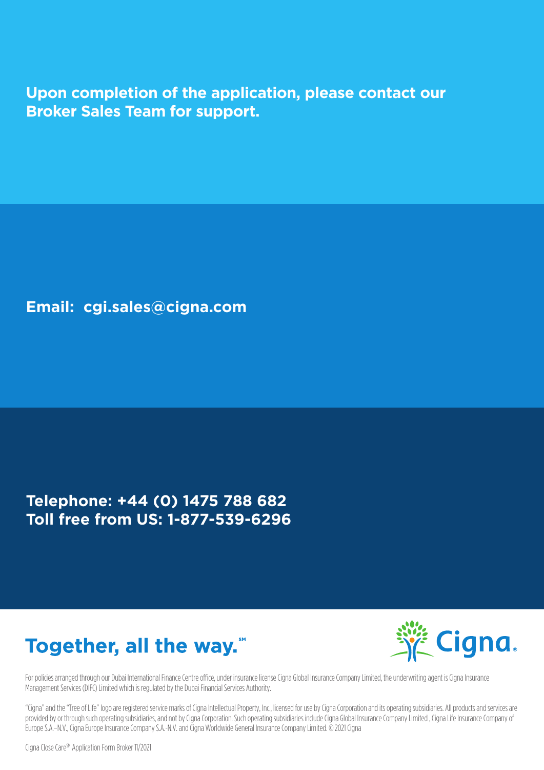**Upon completion of the application, please contact our Broker Sales Team for support.**

**Email: cgi.sales@cigna.com**

**Telephone: +44 (0) 1475 788 682**
**Toll free from US: 1-877-539-6296**

**Together, all the way.℠**

Cigna®

For policies arranged through our Dubai International Finance Centre office, under insurance license Cigna Global Insurance Company Limited, the underwriting agent is Cigna Insurance Management Services (DIFC) Limited which is regulated by the Dubai Financial Services Authority.

"Cigna" and the "Tree of Life" logo are registered service marks of Cigna Intellectual Property, Inc., licensed for use by Cigna Corporation and its operating subsidiaries. All products and services are provided by or through such operating subsidiaries, and not by Cigna Corporation. Such operating subsidiaries include Cigna Global Insurance Company Limited , Cigna Life Insurance Company of Europe S.A.–N.V., Cigna Europe Insurance Company S.A.-N.V. and Cigna Worldwide General Insurance Company Limited. © 2021 Cigna

Cigna Close Care℠ Application Form Broker 11/2021